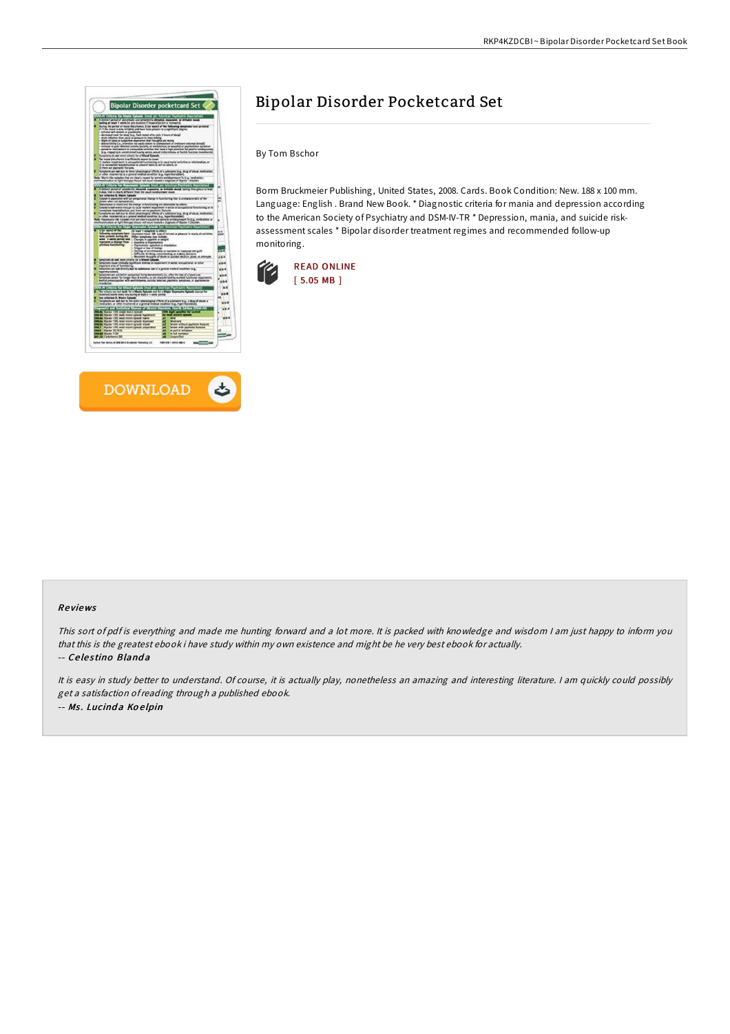# Bipolar Disorder Pocketcard Set

By Tom Bschor

Borm Bruckmeier Publishing, United States, 2008. Cards. Book Condition: New. 188 x 100 mm. Language: English . Brand New Book. * Diagnostic criteria for mania and depression according to the American Society of Psychiatry and DSM-IV-TR * Depression, mania, and suicide risk-assessment scales * Bipolar disorder treatment regimes and recommended follow-up monitoring.

READ ONLINE
[ 5.05 MB ]

DOWNLOAD

## Reviews

*This sort of pdf is everything and made me hunting forward and a lot more. It is packed with knowledge and wisdom I am just happy to inform you that this is the greatest ebook i have study within my own existence and might be he very best ebook for actually.*

-- *Celestino Blanda*

*It is easy in study better to understand. Of course, it is actually play, nonetheless an amazing and interesting literature. I am quickly could possibly get a satisfaction of reading through a published ebook.*

-- *Ms. Lucinda Koelpin*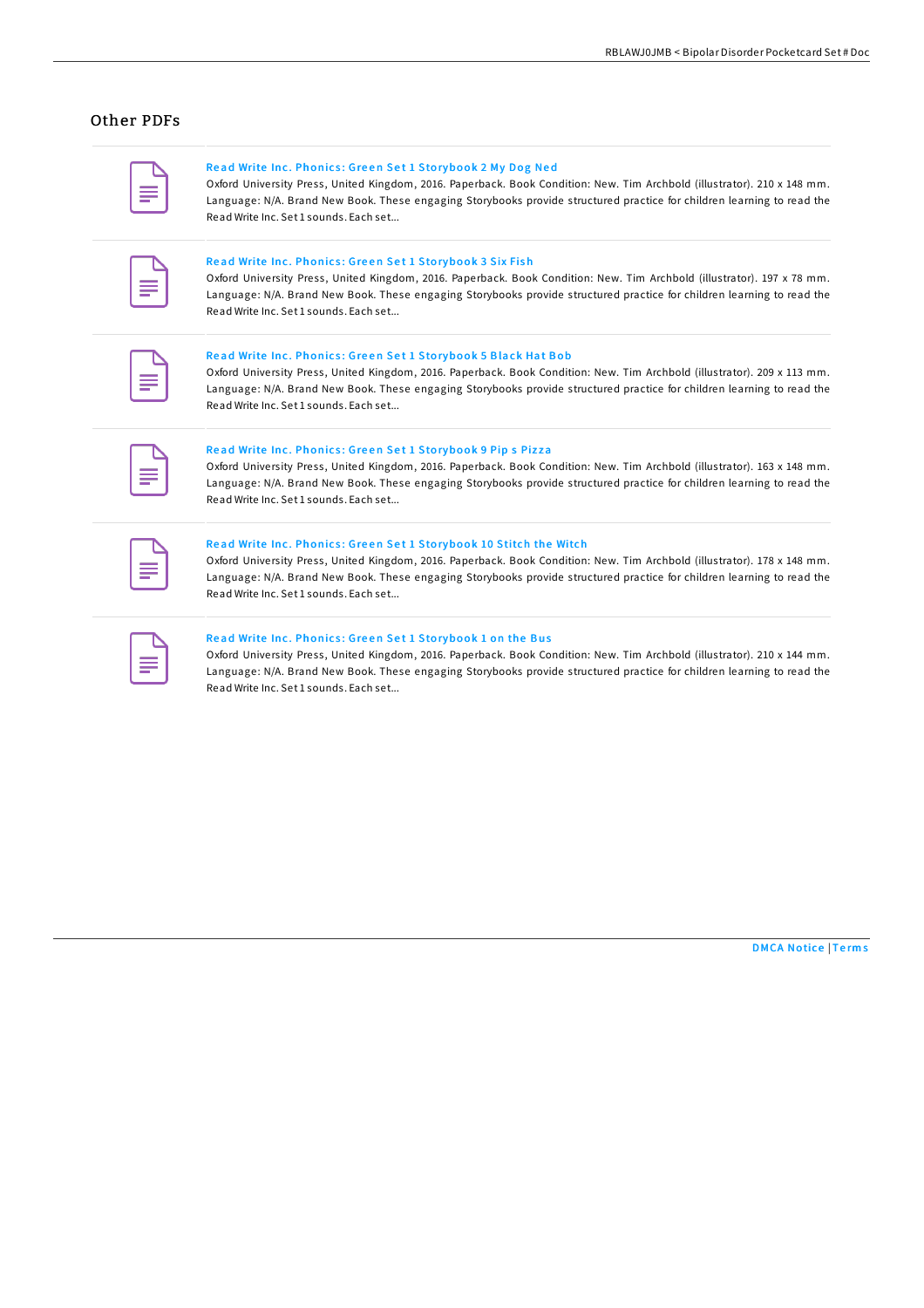## Other PDFs

### Read Write Inc. Phonics: Green Set 1 Storybook 2 My Dog Ned

Oxford University Press, United Kingdom, 2016. Paperback. Book Condition: New. Tim Archbold (illustrator). 210 x 148 mm. Language: N/A. Brand New Book. These engaging Storybooks provide structured practice for children learning to read the Read Write Inc. Set 1 sounds. Each set...

### Read Write Inc. Phonics: Green Set 1 Storybook 3 Six Fish

Oxford University Press, United Kingdom, 2016. Paperback. Book Condition: New. Tim Archbold (illustrator). 197 x 78 mm. Language: N/A. Brand New Book. These engaging Storybooks provide structured practice for children learning to read the Read Write Inc. Set 1 sounds. Each set...

### Read Write Inc. Phonics: Green Set 1 Storybook 5 Black Hat Bob

Oxford University Press, United Kingdom, 2016. Paperback. Book Condition: New. Tim Archbold (illustrator). 209 x 113 mm. Language: N/A. Brand New Book. These engaging Storybooks provide structured practice for children learning to read the Read Write Inc. Set 1 sounds. Each set...

### Read Write Inc. Phonics: Green Set 1 Storybook 9 Pip s Pizza

Oxford University Press, United Kingdom, 2016. Paperback. Book Condition: New. Tim Archbold (illustrator). 163 x 148 mm. Language: N/A. Brand New Book. These engaging Storybooks provide structured practice for children learning to read the Read Write Inc. Set 1 sounds. Each set...

### Read Write Inc. Phonics: Green Set 1 Storybook 10 Stitch the Witch

Oxford University Press, United Kingdom, 2016. Paperback. Book Condition: New. Tim Archbold (illustrator). 178 x 148 mm. Language: N/A. Brand New Book. These engaging Storybooks provide structured practice for children learning to read the Read Write Inc. Set 1 sounds. Each set...

### Read Write Inc. Phonics: Green Set 1 Storybook 1 on the Bus

Oxford University Press, United Kingdom, 2016. Paperback. Book Condition: New. Tim Archbold (illustrator). 210 x 144 mm. Language: N/A. Brand New Book. These engaging Storybooks provide structured practice for children learning to read the Read Write Inc. Set 1 sounds. Each set...